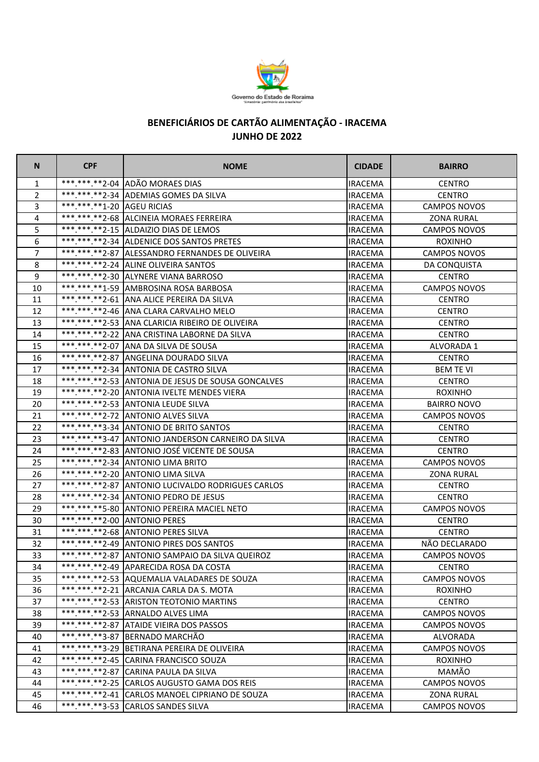Governo do Estado de Roraima
"Amazônia: patrimônio dos brasileiros"

## BENEFICIÁRIOS DE CARTÃO ALIMENTAÇÃO - IRACEMA
## JUNHO DE 2022

| N | CPF | NOME | CIDADE | BAIRRO |
|---|---|---|---|---|
| 1 | ***.***.**2-04 | ADÃO MORAES DIAS | IRACEMA | CENTRO |
| 2 | ***.***.**2-34 | ADEMIAS GOMES DA SILVA | IRACEMA | CENTRO |
| 3 | ***.***.**1-20 | AGEU RICIAS | IRACEMA | CAMPOS NOVOS |
| 4 | ***.***.**2-68 | ALCINEIA MORAES FERREIRA | IRACEMA | ZONA RURAL |
| 5 | ***.***.**2-15 | ALDAIZIO DIAS DE LEMOS | IRACEMA | CAMPOS NOVOS |
| 6 | ***.***.**2-34 | ALDENICE DOS SANTOS PRETES | IRACEMA | ROXINHO |
| 7 | ***.***.**2-87 | ALESSANDRO FERNANDES DE OLIVEIRA | IRACEMA | CAMPOS NOVOS |
| 8 | ***.***.**2-24 | ALINE OLIVEIRA SANTOS | IRACEMA | DA CONQUISTA |
| 9 | ***.***.**2-30 | ALYNERE VIANA BARROSO | IRACEMA | CENTRO |
| 10 | ***.***.**1-59 | AMBROSINA ROSA BARBOSA | IRACEMA | CAMPOS NOVOS |
| 11 | ***.***.**2-61 | ANA ALICE PEREIRA DA SILVA | IRACEMA | CENTRO |
| 12 | ***.***.**2-46 | ANA CLARA CARVALHO MELO | IRACEMA | CENTRO |
| 13 | ***.***.**2-53 | ANA CLARICIA RIBEIRO DE OLIVEIRA | IRACEMA | CENTRO |
| 14 | ***.***.**2-22 | ANA CRISTINA LABORNE DA SILVA | IRACEMA | CENTRO |
| 15 | ***.***.**2-07 | ANA DA SILVA DE SOUSA | IRACEMA | ALVORADA 1 |
| 16 | ***.***.**2-87 | ANGELINA DOURADO SILVA | IRACEMA | CENTRO |
| 17 | ***.***.**2-34 | ANTONIA DE CASTRO SILVA | IRACEMA | BEM TE VI |
| 18 | ***.***.**2-53 | ANTONIA DE JESUS DE SOUSA GONCALVES | IRACEMA | CENTRO |
| 19 | ***.***.**2-20 | ANTONIA IVELTE MENDES VIERA | IRACEMA | ROXINHO |
| 20 | ***.***.**2-53 | ANTONIA LEUDE SILVA | IRACEMA | BAIRRO NOVO |
| 21 | ***.***.**2-72 | ANTONIO ALVES SILVA | IRACEMA | CAMPOS NOVOS |
| 22 | ***.***.**3-34 | ANTONIO DE BRITO SANTOS | IRACEMA | CENTRO |
| 23 | ***.***.**3-47 | ANTONIO JANDERSON CARNEIRO DA SILVA | IRACEMA | CENTRO |
| 24 | ***.***.**2-83 | ANTONIO JOSÉ VICENTE DE SOUSA | IRACEMA | CENTRO |
| 25 | ***.***.**2-34 | ANTONIO LIMA BRITO | IRACEMA | CAMPOS NOVOS |
| 26 | ***.***.**2-20 | ANTONIO LIMA SILVA | IRACEMA | ZONA RURAL |
| 27 | ***.***.**2-87 | ANTONIO LUCIVALDO RODRIGUES CARLOS | IRACEMA | CENTRO |
| 28 | ***.***.**2-34 | ANTONIO PEDRO DE JESUS | IRACEMA | CENTRO |
| 29 | ***.***.**5-80 | ANTONIO PEREIRA MACIEL NETO | IRACEMA | CAMPOS NOVOS |
| 30 | ***.***.**2-00 | ANTONIO PERES | IRACEMA | CENTRO |
| 31 | ***.***.**2-68 | ANTONIO PERES SILVA | IRACEMA | CENTRO |
| 32 | ***.***.**2-49 | ANTONIO PIRES DOS SANTOS | IRACEMA | NÃO DECLARADO |
| 33 | ***.***.**2-87 | ANTONIO SAMPAIO DA SILVA QUEIROZ | IRACEMA | CAMPOS NOVOS |
| 34 | ***.***.**2-49 | APARECIDA ROSA DA COSTA | IRACEMA | CENTRO |
| 35 | ***.***.**2-53 | AQUEMALIA VALADARES DE SOUZA | IRACEMA | CAMPOS NOVOS |
| 36 | ***.***.**2-21 | ARCANJA CARLA DA S. MOTA | IRACEMA | ROXINHO |
| 37 | ***.***.**2-53 | ARISTON TEOTONIO MARTINS | IRACEMA | CENTRO |
| 38 | ***.***.**2-53 | ARNALDO ALVES LIMA | IRACEMA | CAMPOS NOVOS |
| 39 | ***.***.**2-87 | ATAIDE VIEIRA DOS PASSOS | IRACEMA | CAMPOS NOVOS |
| 40 | ***.***.**3-87 | BERNADO MARCHÃO | IRACEMA | ALVORADA |
| 41 | ***.***.**3-29 | BETIRANA PEREIRA DE OLIVEIRA | IRACEMA | CAMPOS NOVOS |
| 42 | ***.***.**2-45 | CARINA FRANCISCO SOUZA | IRACEMA | ROXINHO |
| 43 | ***.***.**2-87 | CARINA PAULA DA SILVA | IRACEMA | MAMÃO |
| 44 | ***.***.**2-25 | CARLOS AUGUSTO GAMA DOS REIS | IRACEMA | CAMPOS NOVOS |
| 45 | ***.***.**2-41 | CARLOS MANOEL CIPRIANO DE SOUZA | IRACEMA | ZONA RURAL |
| 46 | ***.***.**3-53 | CARLOS SANDES SILVA | IRACEMA | CAMPOS NOVOS |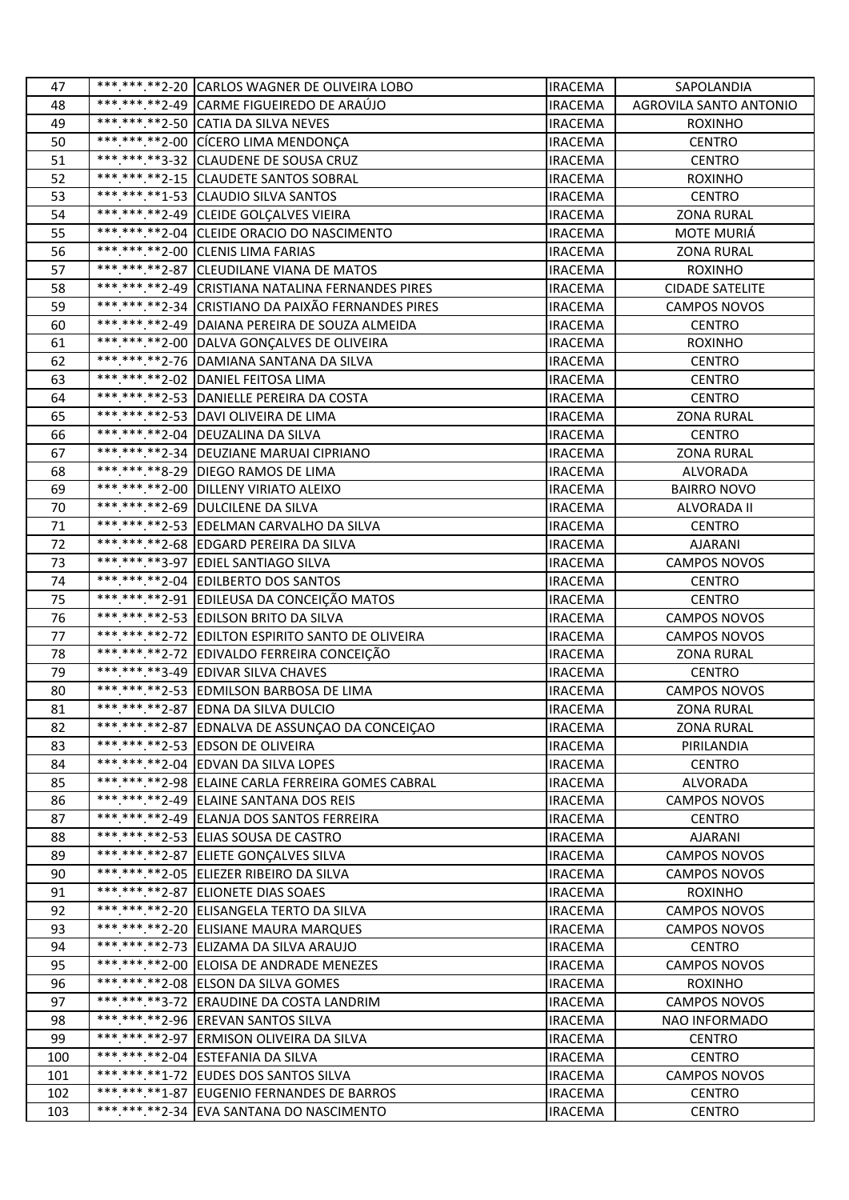| 47 | \*\*\*.\*\*\*.\*\*2-20 | CARLOS WAGNER DE OLIVEIRA LOBO | IRACEMA | SAPOLANDIA |
|---|---|---|---|---|
| 48 | ***.***.**2-49 | CARME FIGUEIREDO DE ARAÚJO | IRACEMA | AGROVILA SANTO ANTONIO |
| 49 | ***.***.**2-50 | CATIA DA SILVA NEVES | IRACEMA | ROXINHO |
| 50 | ***.***.**2-00 | CÍCERO LIMA MENDONÇA | IRACEMA | CENTRO |
| 51 | ***.***.**3-32 | CLAUDENE DE SOUSA CRUZ | IRACEMA | CENTRO |
| 52 | ***.***.**2-15 | CLAUDETE SANTOS SOBRAL | IRACEMA | ROXINHO |
| 53 | ***.***.**1-53 | CLAUDIO SILVA SANTOS | IRACEMA | CENTRO |
| 54 | ***.***.**2-49 | CLEIDE GOLÇALVES VIEIRA | IRACEMA | ZONA RURAL |
| 55 | ***.***.**2-04 | CLEIDE ORACIO DO NASCIMENTO | IRACEMA | MOTE MURIÁ |
| 56 | ***.***.**2-00 | CLENIS LIMA FARIAS | IRACEMA | ZONA RURAL |
| 57 | ***.***.**2-87 | CLEUDILANE VIANA DE MATOS | IRACEMA | ROXINHO |
| 58 | ***.***.**2-49 | CRISTIANA NATALINA FERNANDES PIRES | IRACEMA | CIDADE SATELITE |
| 59 | ***.***.**2-34 | CRISTIANO DA PAIXÃO FERNANDES PIRES | IRACEMA | CAMPOS NOVOS |
| 60 | ***.***.**2-49 | DAIANA PEREIRA DE SOUZA ALMEIDA | IRACEMA | CENTRO |
| 61 | ***.***.**2-00 | DALVA GONÇALVES DE OLIVEIRA | IRACEMA | ROXINHO |
| 62 | ***.***.**2-76 | DAMIANA SANTANA DA SILVA | IRACEMA | CENTRO |
| 63 | ***.***.**2-02 | DANIEL FEITOSA LIMA | IRACEMA | CENTRO |
| 64 | ***.***.**2-53 | DANIELLE PEREIRA DA COSTA | IRACEMA | CENTRO |
| 65 | ***.***.**2-53 | DAVI OLIVEIRA DE LIMA | IRACEMA | ZONA RURAL |
| 66 | ***.***.**2-04 | DEUZALINA DA SILVA | IRACEMA | CENTRO |
| 67 | ***.***.**2-34 | DEUZIANE MARUAI CIPRIANO | IRACEMA | ZONA RURAL |
| 68 | ***.***.**8-29 | DIEGO RAMOS DE LIMA | IRACEMA | ALVORADA |
| 69 | ***.***.**2-00 | DILLENY VIRIATO ALEIXO | IRACEMA | BAIRRO NOVO |
| 70 | ***.***.**2-69 | DULCILENE DA SILVA | IRACEMA | ALVORADA II |
| 71 | ***.***.**2-53 | EDELMAN CARVALHO DA SILVA | IRACEMA | CENTRO |
| 72 | ***.***.**2-68 | EDGARD PEREIRA DA SILVA | IRACEMA | AJARANI |
| 73 | ***.***.**3-97 | EDIEL SANTIAGO SILVA | IRACEMA | CAMPOS NOVOS |
| 74 | ***.***.**2-04 | EDILBERTO DOS SANTOS | IRACEMA | CENTRO |
| 75 | ***.***.**2-91 | EDILEUSA DA CONCEIÇÃO MATOS | IRACEMA | CENTRO |
| 76 | ***.***.**2-53 | EDILSON BRITO DA SILVA | IRACEMA | CAMPOS NOVOS |
| 77 | ***.***.**2-72 | EDILTON ESPIRITO SANTO DE OLIVEIRA | IRACEMA | CAMPOS NOVOS |
| 78 | ***.***.**2-72 | EDIVALDO FERREIRA CONCEIÇÃO | IRACEMA | ZONA RURAL |
| 79 | ***.***.**3-49 | EDIVAR SILVA CHAVES | IRACEMA | CENTRO |
| 80 | ***.***.**2-53 | EDMILSON BARBOSA DE LIMA | IRACEMA | CAMPOS NOVOS |
| 81 | ***.***.**2-87 | EDNA DA SILVA DULCIO | IRACEMA | ZONA RURAL |
| 82 | ***.***.**2-87 | EDNALVA DE ASSUNÇAO DA CONCEIÇAO | IRACEMA | ZONA RURAL |
| 83 | ***.***.**2-53 | EDSON DE OLIVEIRA | IRACEMA | PIRILANDIA |
| 84 | ***.***.**2-04 | EDVAN DA SILVA LOPES | IRACEMA | CENTRO |
| 85 | ***.***.**2-98 | ELAINE CARLA FERREIRA GOMES CABRAL | IRACEMA | ALVORADA |
| 86 | ***.***.**2-49 | ELAINE SANTANA DOS REIS | IRACEMA | CAMPOS NOVOS |
| 87 | ***.***.**2-49 | ELANJA DOS SANTOS FERREIRA | IRACEMA | CENTRO |
| 88 | ***.***.**2-53 | ELIAS SOUSA DE CASTRO | IRACEMA | AJARANI |
| 89 | ***.***.**2-87 | ELIETE GONÇALVES SILVA | IRACEMA | CAMPOS NOVOS |
| 90 | ***.***.**2-05 | ELIEZER RIBEIRO DA SILVA | IRACEMA | CAMPOS NOVOS |
| 91 | ***.***.**2-87 | ELIONETE DIAS SOAES | IRACEMA | ROXINHO |
| 92 | ***.***.**2-20 | ELISANGELA TERTO DA SILVA | IRACEMA | CAMPOS NOVOS |
| 93 | ***.***.**2-20 | ELISIANE MAURA MARQUES | IRACEMA | CAMPOS NOVOS |
| 94 | ***.***.**2-73 | ELIZAMA DA SILVA ARAUJO | IRACEMA | CENTRO |
| 95 | ***.***.**2-00 | ELOISA DE ANDRADE MENEZES | IRACEMA | CAMPOS NOVOS |
| 96 | ***.***.**2-08 | ELSON DA SILVA GOMES | IRACEMA | ROXINHO |
| 97 | ***.***.**3-72 | ERAUDINE DA COSTA LANDRIM | IRACEMA | CAMPOS NOVOS |
| 98 | ***.***.**2-96 | EREVAN SANTOS SILVA | IRACEMA | NAO INFORMADO |
| 99 | ***.***.**2-97 | ERMISON OLIVEIRA DA SILVA | IRACEMA | CENTRO |
| 100 | ***.***.**2-04 | ESTEFANIA DA SILVA | IRACEMA | CENTRO |
| 101 | ***.***.**1-72 | EUDES DOS SANTOS SILVA | IRACEMA | CAMPOS NOVOS |
| 102 | ***.***.**1-87 | EUGENIO FERNANDES DE BARROS | IRACEMA | CENTRO |
| 103 | ***.***.**2-34 | EVA SANTANA DO NASCIMENTO | IRACEMA | CENTRO |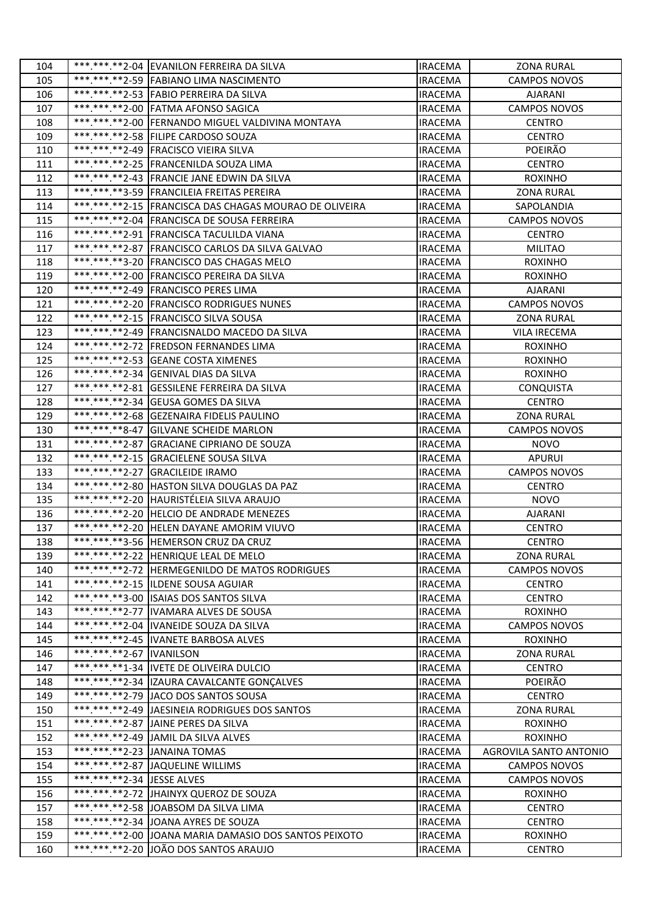| 104 | \*\*\*.\*\*\*.\*\*2-04 | EVANILON FERREIRA DA SILVA | IRACEMA | ZONA RURAL |
|---|---|---|---|---|
| 105 | \*\*\*.\*\*\*.\*\*2-59 | FABIANO LIMA NASCIMENTO | IRACEMA | CAMPOS NOVOS |
| 106 | \*\*\*.\*\*\*.\*\*2-53 | FABIO PERREIRA DA SILVA | IRACEMA | AJARANI |
| 107 | \*\*\*.\*\*\*.\*\*2-00 | FATMA AFONSO SAGICA | IRACEMA | CAMPOS NOVOS |
| 108 | \*\*\*.\*\*\*.\*\*2-00 | FERNANDO MIGUEL VALDIVINA MONTAYA | IRACEMA | CENTRO |
| 109 | \*\*\*.\*\*\*.\*\*2-58 | FILIPE CARDOSO SOUZA | IRACEMA | CENTRO |
| 110 | \*\*\*.\*\*\*.\*\*2-49 | FRACISCO VIEIRA SILVA | IRACEMA | POEIRÃO |
| 111 | \*\*\*.\*\*\*.\*\*2-25 | FRANCENILDA SOUZA LIMA | IRACEMA | CENTRO |
| 112 | \*\*\*.\*\*\*.\*\*2-43 | FRANCIE JANE EDWIN DA SILVA | IRACEMA | ROXINHO |
| 113 | \*\*\*.\*\*\*.\*\*3-59 | FRANCILEIA FREITAS PEREIRA | IRACEMA | ZONA RURAL |
| 114 | \*\*\*.\*\*\*.\*\*2-15 | FRANCISCA DAS CHAGAS MOURAO DE OLIVEIRA | IRACEMA | SAPOLANDIA |
| 115 | \*\*\*.\*\*\*.\*\*2-04 | FRANCISCA DE SOUSA FERREIRA | IRACEMA | CAMPOS NOVOS |
| 116 | \*\*\*.\*\*\*.\*\*2-91 | FRANCISCA TACULILDA VIANA | IRACEMA | CENTRO |
| 117 | \*\*\*.\*\*\*.\*\*2-87 | FRANCISCO CARLOS DA SILVA GALVAO | IRACEMA | MILITAO |
| 118 | \*\*\*.\*\*\*.\*\*3-20 | FRANCISCO DAS CHAGAS MELO | IRACEMA | ROXINHO |
| 119 | \*\*\*.\*\*\*.\*\*2-00 | FRANCISCO PEREIRA DA SILVA | IRACEMA | ROXINHO |
| 120 | \*\*\*.\*\*\*.\*\*2-49 | FRANCISCO PERES LIMA | IRACEMA | AJARANI |
| 121 | \*\*\*.\*\*\*.\*\*2-20 | FRANCISCO RODRIGUES NUNES | IRACEMA | CAMPOS NOVOS |
| 122 | \*\*\*.\*\*\*.\*\*2-15 | FRANCISCO SILVA SOUSA | IRACEMA | ZONA RURAL |
| 123 | \*\*\*.\*\*\*.\*\*2-49 | FRANCISNALDO MACEDO DA SILVA | IRACEMA | VILA IRECEMA |
| 124 | \*\*\*.\*\*\*.\*\*2-72 | FREDSON FERNANDES LIMA | IRACEMA | ROXINHO |
| 125 | \*\*\*.\*\*\*.\*\*2-53 | GEANE COSTA XIMENES | IRACEMA | ROXINHO |
| 126 | \*\*\*.\*\*\*.\*\*2-34 | GENIVAL DIAS DA SILVA | IRACEMA | ROXINHO |
| 127 | \*\*\*.\*\*\*.\*\*2-81 | GESSILENE FERREIRA DA SILVA | IRACEMA | CONQUISTA |
| 128 | \*\*\*.\*\*\*.\*\*2-34 | GEUSA GOMES DA SILVA | IRACEMA | CENTRO |
| 129 | \*\*\*.\*\*\*.\*\*2-68 | GEZENAIRA FIDELIS PAULINO | IRACEMA | ZONA RURAL |
| 130 | \*\*\*.\*\*\*.\*\*8-47 | GILVANE SCHEIDE MARLON | IRACEMA | CAMPOS NOVOS |
| 131 | \*\*\*.\*\*\*.\*\*2-87 | GRACIANE CIPRIANO DE SOUZA | IRACEMA | NOVO |
| 132 | \*\*\*.\*\*\*.\*\*2-15 | GRACIELENE SOUSA SILVA | IRACEMA | APURUI |
| 133 | \*\*\*.\*\*\*.\*\*2-27 | GRACILEIDE IRAMO | IRACEMA | CAMPOS NOVOS |
| 134 | \*\*\*.\*\*\*.\*\*2-80 | HASTON SILVA DOUGLAS DA PAZ | IRACEMA | CENTRO |
| 135 | \*\*\*.\*\*\*.\*\*2-20 | HAURISTÉLEIA SILVA ARAUJO | IRACEMA | NOVO |
| 136 | \*\*\*.\*\*\*.\*\*2-20 | HELCIO DE ANDRADE MENEZES | IRACEMA | AJARANI |
| 137 | \*\*\*.\*\*\*.\*\*2-20 | HELEN DAYANE AMORIM VIUVO | IRACEMA | CENTRO |
| 138 | \*\*\*.\*\*\*.\*\*3-56 | HEMERSON CRUZ DA CRUZ | IRACEMA | CENTRO |
| 139 | \*\*\*.\*\*\*.\*\*2-22 | HENRIQUE LEAL DE MELO | IRACEMA | ZONA RURAL |
| 140 | \*\*\*.\*\*\*.\*\*2-72 | HERMEGENILDO DE MATOS RODRIGUES | IRACEMA | CAMPOS NOVOS |
| 141 | \*\*\*.\*\*\*.\*\*2-15 | ILDENE SOUSA AGUIAR | IRACEMA | CENTRO |
| 142 | \*\*\*.\*\*\*.\*\*3-00 | ISAIAS DOS SANTOS SILVA | IRACEMA | CENTRO |
| 143 | \*\*\*.\*\*\*.\*\*2-77 | IVAMARA ALVES DE SOUSA | IRACEMA | ROXINHO |
| 144 | \*\*\*.\*\*\*.\*\*2-04 | IVANEIDE SOUZA DA SILVA | IRACEMA | CAMPOS NOVOS |
| 145 | \*\*\*.\*\*\*.\*\*2-45 | IVANETE BARBOSA ALVES | IRACEMA | ROXINHO |
| 146 | \*\*\*.\*\*\*.\*\*2-67 | IVANILSON | IRACEMA | ZONA RURAL |
| 147 | \*\*\*.\*\*\*.\*\*1-34 | IVETE DE OLIVEIRA DULCIO | IRACEMA | CENTRO |
| 148 | \*\*\*.\*\*\*.\*\*2-34 | IZAURA CAVALCANTE GONÇALVES | IRACEMA | POEIRÃO |
| 149 | \*\*\*.\*\*\*.\*\*2-79 | JACO DOS SANTOS SOUSA | IRACEMA | CENTRO |
| 150 | \*\*\*.\*\*\*.\*\*2-49 | JAESINEIA RODRIGUES DOS SANTOS | IRACEMA | ZONA RURAL |
| 151 | \*\*\*.\*\*\*.\*\*2-87 | JAINE PERES DA SILVA | IRACEMA | ROXINHO |
| 152 | \*\*\*.\*\*\*.\*\*2-49 | JAMIL DA SILVA ALVES | IRACEMA | ROXINHO |
| 153 | \*\*\*.\*\*\*.\*\*2-23 | JANAINA TOMAS | IRACEMA | AGROVILA SANTO ANTONIO |
| 154 | \*\*\*.\*\*\*.\*\*2-87 | JAQUELINE WILLIMS | IRACEMA | CAMPOS NOVOS |
| 155 | \*\*\*.\*\*\*.\*\*2-34 | JESSE ALVES | IRACEMA | CAMPOS NOVOS |
| 156 | \*\*\*.\*\*\*.\*\*2-72 | JHAINYX QUEROZ DE SOUZA | IRACEMA | ROXINHO |
| 157 | \*\*\*.\*\*\*.\*\*2-58 | JOABSOM DA SILVA LIMA | IRACEMA | CENTRO |
| 158 | \*\*\*.\*\*\*.\*\*2-34 | JOANA AYRES DE SOUZA | IRACEMA | CENTRO |
| 159 | \*\*\*.\*\*\*.\*\*2-00 | JOANA MARIA DAMASIO DOS SANTOS PEIXOTO | IRACEMA | ROXINHO |
| 160 | \*\*\*.\*\*\*.\*\*2-20 | JOÃO DOS SANTOS ARAUJO | IRACEMA | CENTRO |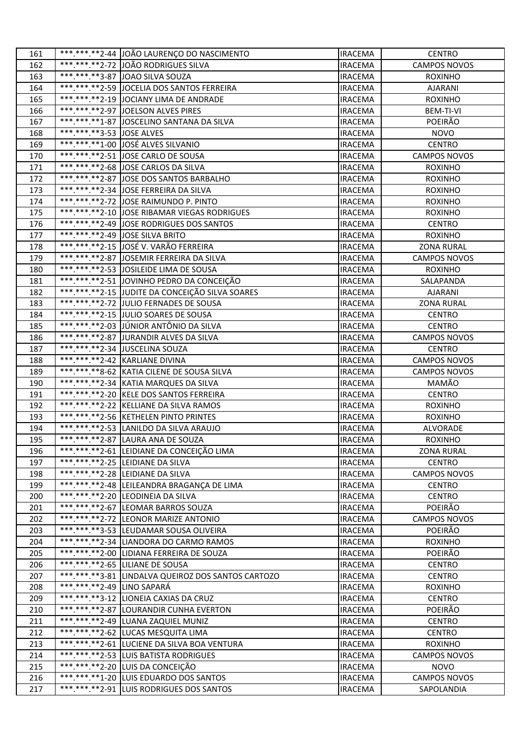| 161 | ***.***.**2-44 | JOÃO LAURENÇO DO NASCIMENTO | IRACEMA | CENTRO |
|---|---|---|---|---|
| 162 | ***.***.**2-72 | JOÃO RODRIGUES SILVA | IRACEMA | CAMPOS NOVOS |
| 163 | ***.***.**3-87 | JOAO SILVA SOUZA | IRACEMA | ROXINHO |
| 164 | ***.***.**2-59 | JOCELIA DOS SANTOS FERREIRA | IRACEMA | AJARANI |
| 165 | ***.***.**2-19 | JOCIANY LIMA DE ANDRADE | IRACEMA | ROXINHO |
| 166 | ***.***.**2-97 | JOELSON ALVES PIRES | IRACEMA | BEM-TI-VI |
| 167 | ***.***.**1-87 | JOSCELINO SANTANA DA SILVA | IRACEMA | POEIRÃO |
| 168 | ***.***.**3-53 | JOSE ALVES | IRACEMA | NOVO |
| 169 | ***.***.**1-00 | JOSÉ ALVES SILVANIO | IRACEMA | CENTRO |
| 170 | ***.***.**2-51 | JOSE CARLO DE SOUSA | IRACEMA | CAMPOS NOVOS |
| 171 | ***.***.**2-68 | JOSE CARLOS DA SILVA | IRACEMA | ROXINHO |
| 172 | ***.***.**2-87 | JOSE DOS SANTOS BARBALHO | IRACEMA | ROXINHO |
| 173 | ***.***.**2-34 | JOSE FERREIRA DA SILVA | IRACEMA | ROXINHO |
| 174 | ***.***.**2-72 | JOSE RAIMUNDO P. PINTO | IRACEMA | ROXINHO |
| 175 | ***.***.**2-10 | JOSE RIBAMAR VIEGAS RODRIGUES | IRACEMA | ROXINHO |
| 176 | ***.***.**2-49 | JOSE RODRIGUES DOS SANTOS | IRACEMA | CENTRO |
| 177 | ***.***.**2-49 | JOSE SILVA BRITO | IRACEMA | ROXINHO |
| 178 | ***.***.**2-15 | JOSÉ V. VARÃO FERREIRA | IRACEMA | ZONA RURAL |
| 179 | ***.***.**2-87 | JOSEMIR FERREIRA DA SILVA | IRACEMA | CAMPOS NOVOS |
| 180 | ***.***.**2-53 | JOSILEIDE LIMA DE SOUSA | IRACEMA | ROXINHO |
| 181 | ***.***.**2-51 | JOVINHO PEDRO DA CONCEIÇÃO | IRACEMA | SALAPANDA |
| 182 | ***.***.**2-15 | JUDITE DA CONCEIÇÃO SILVA SOARES | IRACEMA | AJARANI |
| 183 | ***.***.**2-72 | JULIO FERNADES DE SOUSA | IRACEMA | ZONA RURAL |
| 184 | ***.***.**2-15 | JULIO SOARES DE SOUSA | IRACEMA | CENTRO |
| 185 | ***.***.**2-03 | JÚNIOR ANTÔNIO DA SILVA | IRACEMA | CENTRO |
| 186 | ***.***.**2-87 | JURANDIR ALVES DA SILVA | IRACEMA | CAMPOS NOVOS |
| 187 | ***.***.**2-34 | JUSCELINA SOUZA | IRACEMA | CENTRO |
| 188 | ***.***.**2-42 | KARLIANE DIVINA | IRACEMA | CAMPOS NOVOS |
| 189 | ***.***.**8-62 | KATIA CILENE DE SOUSA SILVA | IRACEMA | CAMPOS NOVOS |
| 190 | ***.***.**2-34 | KATIA MARQUES DA SILVA | IRACEMA | MAMÃO |
| 191 | ***.***.**2-20 | KELE DOS SANTOS FERREIRA | IRACEMA | CENTRO |
| 192 | ***.***.**2-22 | KELLIANE DA SILVA RAMOS | IRACEMA | ROXINHO |
| 193 | ***.***.**2-56 | KETHELEN PINTO PRINTES | IRACEMA | ROXINHO |
| 194 | ***.***.**2-53 | LANILDO DA SILVA ARAUJO | IRACEMA | ALVORADE |
| 195 | ***.***.**2-87 | LAURA ANA DE SOUZA | IRACEMA | ROXINHO |
| 196 | ***.***.**2-61 | LEIDIANE DA CONCEIÇÃO LIMA | IRACEMA | ZONA RURAL |
| 197 | ***.***.**2-25 | LEIDIANE DA SILVA | IRACEMA | CENTRO |
| 198 | ***.***.**2-28 | LEIDIANE DA SILVA | IRACEMA | CAMPOS NOVOS |
| 199 | ***.***.**2-48 | LEILEANDRA BRAGANÇA DE LIMA | IRACEMA | CENTRO |
| 200 | ***.***.**2-20 | LEODINEIA DA SILVA | IRACEMA | CENTRO |
| 201 | ***.***.**2-67 | LEOMAR BARROS SOUZA | IRACEMA | POEIRÃO |
| 202 | ***.***.**2-72 | LEONOR MARIZE ANTONIO | IRACEMA | CAMPOS NOVOS |
| 203 | ***.***.**3-53 | LEUDAMAR SOUSA OLIVEIRA | IRACEMA | POEIRÃO |
| 204 | ***.***.**2-34 | LIANDORA DO CARMO RAMOS | IRACEMA | ROXINHO |
| 205 | ***.***.**2-00 | LIDIANA FERREIRA DE SOUZA | IRACEMA | POEIRÃO |
| 206 | ***.***.**2-65 | LILIANE DE SOUSA | IRACEMA | CENTRO |
| 207 | ***.***.**3-81 | LINDALVA QUEIROZ DOS SANTOS CARTOZO | IRACEMA | CENTRO |
| 208 | ***.***.**2-49 | LINO SAPARÁ | IRACEMA | ROXINHO |
| 209 | ***.***.**3-12 | LIONEIA CAXIAS DA CRUZ | IRACEMA | CENTRO |
| 210 | ***.***.**2-87 | LOURANDIR CUNHA EVERTON | IRACEMA | POEIRÃO |
| 211 | ***.***.**2-49 | LUANA ZAQUIEL MUNIZ | IRACEMA | CENTRO |
| 212 | ***.***.**2-62 | LUCAS MESQUITA LIMA | IRACEMA | CENTRO |
| 213 | ***.***.**2-61 | LUCIENE DA SILVA BOA VENTURA | IRACEMA | ROXINHO |
| 214 | ***.***.**2-53 | LUIS BATISTA RODRIGUES | IRACEMA | CAMPOS NOVOS |
| 215 | ***.***.**2-20 | LUIS DA CONCEIÇÃO | IRACEMA | NOVO |
| 216 | ***.***.**1-20 | LUIS EDUARDO DOS SANTOS | IRACEMA | CAMPOS NOVOS |
| 217 | ***.***.**2-91 | LUIS RODRIGUES DOS SANTOS | IRACEMA | SAPOLANDIA |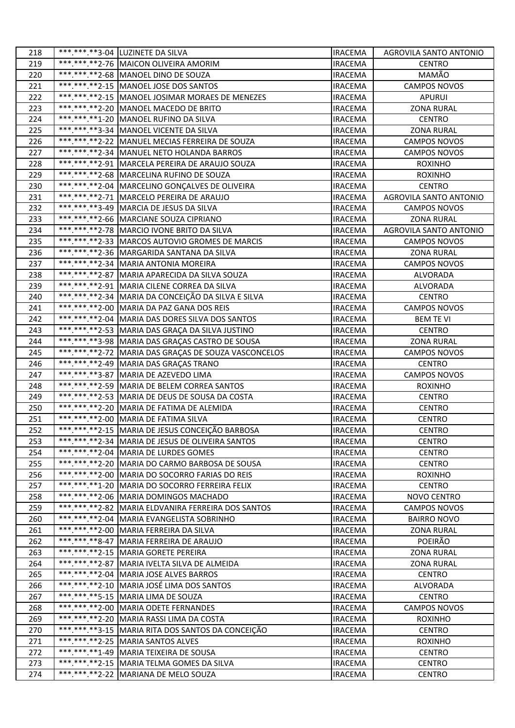| 218 | \*\*\*.\*\*\*.\*\*3-04 | LUZINETE DA SILVA | IRACEMA | AGROVILA SANTO ANTONIO |
|---|---|---|---|---|
| 219 | \*\*\*.\*\*\*.\*\*2-76 | MAICON OLIVEIRA AMORIM | IRACEMA | CENTRO |
| 220 | \*\*\*.\*\*\*.\*\*2-68 | MANOEL DINO DE SOUZA | IRACEMA | MAMÃO |
| 221 | \*\*\*.\*\*\*.\*\*2-15 | MANOEL JOSE DOS SANTOS | IRACEMA | CAMPOS NOVOS |
| 222 | \*\*\*.\*\*\*.\*\*2-15 | MANOEL JOSIMAR MORAES DE MENEZES | IRACEMA | APURUI |
| 223 | \*\*\*.\*\*\*.\*\*2-20 | MANOEL MACEDO DE BRITO | IRACEMA | ZONA RURAL |
| 224 | \*\*\*.\*\*\*.\*\*1-20 | MANOEL RUFINO DA SILVA | IRACEMA | CENTRO |
| 225 | \*\*\*.\*\*\*.\*\*3-34 | MANOEL VICENTE DA SILVA | IRACEMA | ZONA RURAL |
| 226 | \*\*\*.\*\*\*.\*\*2-22 | MANUEL MECIAS FERREIRA DE SOUZA | IRACEMA | CAMPOS NOVOS |
| 227 | \*\*\*.\*\*\*.\*\*2-34 | MANUEL NETO HOLANDA BARROS | IRACEMA | CAMPOS NOVOS |
| 228 | \*\*\*.\*\*\*.\*\*2-91 | MARCELA PEREIRA DE ARAUJO SOUZA | IRACEMA | ROXINHO |
| 229 | \*\*\*.\*\*\*.\*\*2-68 | MARCELINA RUFINO DE SOUZA | IRACEMA | ROXINHO |
| 230 | \*\*\*.\*\*\*.\*\*2-04 | MARCELINO GONÇALVES DE OLIVEIRA | IRACEMA | CENTRO |
| 231 | \*\*\*.\*\*\*.\*\*2-71 | MARCELO PEREIRA DE ARAUJO | IRACEMA | AGROVILA SANTO ANTONIO |
| 232 | \*\*\*.\*\*\*.\*\*3-49 | MARCIA DE JESUS DA SILVA | IRACEMA | CAMPOS NOVOS |
| 233 | \*\*\*.\*\*\*.\*\*2-66 | MARCIANE SOUZA CIPRIANO | IRACEMA | ZONA RURAL |
| 234 | \*\*\*.\*\*\*.\*\*2-78 | MARCIO IVONE BRITO DA SILVA | IRACEMA | AGROVILA SANTO ANTONIO |
| 235 | \*\*\*.\*\*\*.\*\*2-33 | MARCOS AUTOVIO GROMES DE MARCIS | IRACEMA | CAMPOS NOVOS |
| 236 | \*\*\*.\*\*\*.\*\*2-36 | MARGARIDA SANTANA DA SILVA | IRACEMA | ZONA RURAL |
| 237 | \*\*\*.\*\*\*.\*\*2-34 | MARIA ANTONIA MOREIRA | IRACEMA | CAMPOS NOVOS |
| 238 | \*\*\*.\*\*\*.\*\*2-87 | MARIA APARECIDA DA SILVA SOUZA | IRACEMA | ALVORADA |
| 239 | \*\*\*.\*\*\*.\*\*2-91 | MARIA CILENE CORREA DA SILVA | IRACEMA | ALVORADA |
| 240 | \*\*\*.\*\*\*.\*\*2-34 | MARIA DA CONCEIÇÃO DA SILVA E SILVA | IRACEMA | CENTRO |
| 241 | \*\*\*.\*\*\*.\*\*2-00 | MARIA DA PAZ GANA DOS REIS | IRACEMA | CAMPOS NOVOS |
| 242 | \*\*\*.\*\*\*.\*\*2-04 | MARIA DAS DORES SILVA DOS SANTOS | IRACEMA | BEM TE VI |
| 243 | \*\*\*.\*\*\*.\*\*2-53 | MARIA DAS GRAÇA DA SILVA JUSTINO | IRACEMA | CENTRO |
| 244 | \*\*\*.\*\*\*.\*\*3-98 | MARIA DAS GRAÇAS CASTRO DE SOUSA | IRACEMA | ZONA RURAL |
| 245 | \*\*\*.\*\*\*.\*\*2-72 | MARIA DAS GRAÇAS DE SOUZA VASCONCELOS | IRACEMA | CAMPOS NOVOS |
| 246 | \*\*\*.\*\*\*.\*\*2-49 | MARIA DAS GRAÇAS TRANO | IRACEMA | CENTRO |
| 247 | \*\*\*.\*\*\*.\*\*3-87 | MARIA DE AZEVEDO LIMA | IRACEMA | CAMPOS NOVOS |
| 248 | \*\*\*.\*\*\*.\*\*2-59 | MARIA DE BELEM CORREA SANTOS | IRACEMA | ROXINHO |
| 249 | \*\*\*.\*\*\*.\*\*2-53 | MARIA DE DEUS DE SOUSA DA COSTA | IRACEMA | CENTRO |
| 250 | \*\*\*.\*\*\*.\*\*2-20 | MARIA DE FATIMA DE ALEMIDA | IRACEMA | CENTRO |
| 251 | \*\*\*.\*\*\*.\*\*2-00 | MARIA DE FATIMA SILVA | IRACEMA | CENTRO |
| 252 | \*\*\*.\*\*\*.\*\*2-15 | MARIA DE JESUS CONCEIÇÃO BARBOSA | IRACEMA | CENTRO |
| 253 | \*\*\*.\*\*\*.\*\*2-34 | MARIA DE JESUS DE OLIVEIRA SANTOS | IRACEMA | CENTRO |
| 254 | \*\*\*.\*\*\*.\*\*2-04 | MARIA DE LURDES GOMES | IRACEMA | CENTRO |
| 255 | \*\*\*.\*\*\*.\*\*2-20 | MARIA DO CARMO BARBOSA DE SOUSA | IRACEMA | CENTRO |
| 256 | \*\*\*.\*\*\*.\*\*2-00 | MARIA DO SOCORRO FARIAS DO REIS | IRACEMA | ROXINHO |
| 257 | \*\*\*.\*\*\*.\*\*1-20 | MARIA DO SOCORRO FERREIRA FELIX | IRACEMA | CENTRO |
| 258 | \*\*\*.\*\*\*.\*\*2-06 | MARIA DOMINGOS MACHADO | IRACEMA | NOVO CENTRO |
| 259 | \*\*\*.\*\*\*.\*\*2-82 | MARIA ELDVANIRA FERREIRA DOS SANTOS | IRACEMA | CAMPOS NOVOS |
| 260 | \*\*\*.\*\*\*.\*\*2-04 | MARIA EVANGELISTA SOBRINHO | IRACEMA | BAIRRO NOVO |
| 261 | \*\*\*.\*\*\*.\*\*2-00 | MARIA FERREIRA DA SILVA | IRACEMA | ZONA RURAL |
| 262 | \*\*\*.\*\*\*.\*\*8-47 | MARIA FERREIRA DE ARAUJO | IRACEMA | POEIRÃO |
| 263 | \*\*\*.\*\*\*.\*\*2-15 | MARIA GORETE PEREIRA | IRACEMA | ZONA RURAL |
| 264 | \*\*\*.\*\*\*.\*\*2-87 | MARIA IVELTA SILVA DE ALMEIDA | IRACEMA | ZONA RURAL |
| 265 | \*\*\*.\*\*\*.\*\*2-04 | MARIA JOSE ALVES BARROS | IRACEMA | CENTRO |
| 266 | \*\*\*.\*\*\*.\*\*2-10 | MARIA JOSÉ LIMA DOS SANTOS | IRACEMA | ALVORADA |
| 267 | \*\*\*.\*\*\*.\*\*5-15 | MARIA LIMA DE SOUZA | IRACEMA | CENTRO |
| 268 | \*\*\*.\*\*\*.\*\*2-00 | MARIA ODETE FERNANDES | IRACEMA | CAMPOS NOVOS |
| 269 | \*\*\*.\*\*\*.\*\*2-20 | MARIA RASSI LIMA DA COSTA | IRACEMA | ROXINHO |
| 270 | \*\*\*.\*\*\*.\*\*3-15 | MARIA RITA DOS SANTOS DA CONCEIÇÃO | IRACEMA | CENTRO |
| 271 | \*\*\*.\*\*\*.\*\*2-25 | MARIA SANTOS ALVES | IRACEMA | ROXINHO |
| 272 | \*\*\*.\*\*\*.\*\*1-49 | MARIA TEIXEIRA DE SOUSA | IRACEMA | CENTRO |
| 273 | \*\*\*.\*\*\*.\*\*2-15 | MARIA TELMA GOMES DA SILVA | IRACEMA | CENTRO |
| 274 | \*\*\*.\*\*\*.\*\*2-22 | MARIANA DE MELO SOUZA | IRACEMA | CENTRO |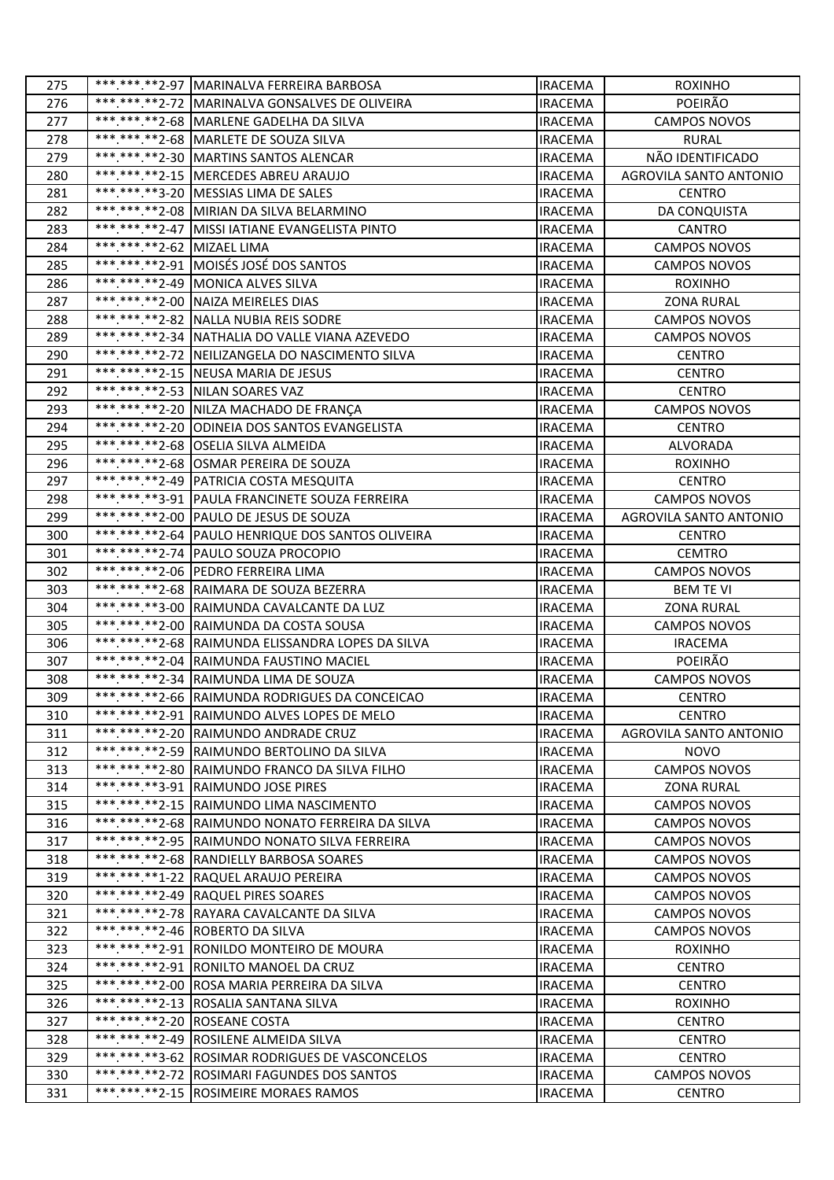| | | | | |
|---|---|---|---|---|
| 275 | ***.***.**2-97 | MARINALVA FERREIRA BARBOSA | IRACEMA | ROXINHO |
| 276 | ***.***.**2-72 | MARINALVA GONSALVES DE OLIVEIRA | IRACEMA | POEIRÃO |
| 277 | ***.***.**2-68 | MARLENE GADELHA DA SILVA | IRACEMA | CAMPOS NOVOS |
| 278 | ***.***.**2-68 | MARLETE DE SOUZA SILVA | IRACEMA | RURAL |
| 279 | ***.***.**2-30 | MARTINS SANTOS ALENCAR | IRACEMA | NÃO IDENTIFICADO |
| 280 | ***.***.**2-15 | MERCEDES ABREU ARAUJO | IRACEMA | AGROVILA SANTO ANTONIO |
| 281 | ***.***.**3-20 | MESSIAS LIMA DE SALES | IRACEMA | CENTRO |
| 282 | ***.***.**2-08 | MIRIAN DA SILVA BELARMINO | IRACEMA | DA CONQUISTA |
| 283 | ***.***.**2-47 | MISSI IATIANE EVANGELISTA PINTO | IRACEMA | CANTRO |
| 284 | ***.***.**2-62 | MIZAEL LIMA | IRACEMA | CAMPOS NOVOS |
| 285 | ***.***.**2-91 | MOISÉS JOSÉ DOS SANTOS | IRACEMA | CAMPOS NOVOS |
| 286 | ***.***.**2-49 | MONICA ALVES SILVA | IRACEMA | ROXINHO |
| 287 | ***.***.**2-00 | NAIZA MEIRELES DIAS | IRACEMA | ZONA RURAL |
| 288 | ***.***.**2-82 | NALLA NUBIA REIS SODRE | IRACEMA | CAMPOS NOVOS |
| 289 | ***.***.**2-34 | NATHALIA DO VALLE VIANA AZEVEDO | IRACEMA | CAMPOS NOVOS |
| 290 | ***.***.**2-72 | NEILIZANGELA DO NASCIMENTO SILVA | IRACEMA | CENTRO |
| 291 | ***.***.**2-15 | NEUSA MARIA DE JESUS | IRACEMA | CENTRO |
| 292 | ***.***.**2-53 | NILAN SOARES VAZ | IRACEMA | CENTRO |
| 293 | ***.***.**2-20 | NILZA MACHADO DE FRANÇA | IRACEMA | CAMPOS NOVOS |
| 294 | ***.***.**2-20 | ODINEIA DOS SANTOS EVANGELISTA | IRACEMA | CENTRO |
| 295 | ***.***.**2-68 | OSELIA SILVA ALMEIDA | IRACEMA | ALVORADA |
| 296 | ***.***.**2-68 | OSMAR PEREIRA DE SOUZA | IRACEMA | ROXINHO |
| 297 | ***.***.**2-49 | PATRICIA COSTA MESQUITA | IRACEMA | CENTRO |
| 298 | ***.***.**3-91 | PAULA FRANCINETE SOUZA FERREIRA | IRACEMA | CAMPOS NOVOS |
| 299 | ***.***.**2-00 | PAULO DE JESUS DE SOUZA | IRACEMA | AGROVILA SANTO ANTONIO |
| 300 | ***.***.**2-64 | PAULO HENRIQUE DOS SANTOS OLIVEIRA | IRACEMA | CENTRO |
| 301 | ***.***.**2-74 | PAULO SOUZA PROCOPIO | IRACEMA | CEMTRO |
| 302 | ***.***.**2-06 | PEDRO FERREIRA LIMA | IRACEMA | CAMPOS NOVOS |
| 303 | ***.***.**2-68 | RAIMARA DE SOUZA BEZERRA | IRACEMA | BEM TE VI |
| 304 | ***.***.**3-00 | RAIMUNDA CAVALCANTE DA LUZ | IRACEMA | ZONA RURAL |
| 305 | ***.***.**2-00 | RAIMUNDA DA COSTA SOUSA | IRACEMA | CAMPOS NOVOS |
| 306 | ***.***.**2-68 | RAIMUNDA ELISSANDRA LOPES DA SILVA | IRACEMA | IRACEMA |
| 307 | ***.***.**2-04 | RAIMUNDA FAUSTINO MACIEL | IRACEMA | POEIRÃO |
| 308 | ***.***.**2-34 | RAIMUNDA LIMA DE SOUZA | IRACEMA | CAMPOS NOVOS |
| 309 | ***.***.**2-66 | RAIMUNDA RODRIGUES DA CONCEICAO | IRACEMA | CENTRO |
| 310 | ***.***.**2-91 | RAIMUNDO ALVES LOPES DE MELO | IRACEMA | CENTRO |
| 311 | ***.***.**2-20 | RAIMUNDO ANDRADE CRUZ | IRACEMA | AGROVILA SANTO ANTONIO |
| 312 | ***.***.**2-59 | RAIMUNDO BERTOLINO DA SILVA | IRACEMA | NOVO |
| 313 | ***.***.**2-80 | RAIMUNDO FRANCO DA SILVA FILHO | IRACEMA | CAMPOS NOVOS |
| 314 | ***.***.**3-91 | RAIMUNDO JOSE PIRES | IRACEMA | ZONA RURAL |
| 315 | ***.***.**2-15 | RAIMUNDO LIMA NASCIMENTO | IRACEMA | CAMPOS NOVOS |
| 316 | ***.***.**2-68 | RAIMUNDO NONATO FERREIRA DA SILVA | IRACEMA | CAMPOS NOVOS |
| 317 | ***.***.**2-95 | RAIMUNDO NONATO SILVA FERREIRA | IRACEMA | CAMPOS NOVOS |
| 318 | ***.***.**2-68 | RANDIELLY BARBOSA SOARES | IRACEMA | CAMPOS NOVOS |
| 319 | ***.***.**1-22 | RAQUEL ARAUJO PEREIRA | IRACEMA | CAMPOS NOVOS |
| 320 | ***.***.**2-49 | RAQUEL PIRES SOARES | IRACEMA | CAMPOS NOVOS |
| 321 | ***.***.**2-78 | RAYARA CAVALCANTE DA SILVA | IRACEMA | CAMPOS NOVOS |
| 322 | ***.***.**2-46 | ROBERTO DA SILVA | IRACEMA | CAMPOS NOVOS |
| 323 | ***.***.**2-91 | RONILDO MONTEIRO DE MOURA | IRACEMA | ROXINHO |
| 324 | ***.***.**2-91 | RONILTO MANOEL DA CRUZ | IRACEMA | CENTRO |
| 325 | ***.***.**2-00 | ROSA MARIA PERREIRA DA SILVA | IRACEMA | CENTRO |
| 326 | ***.***.**2-13 | ROSALIA SANTANA SILVA | IRACEMA | ROXINHO |
| 327 | ***.***.**2-20 | ROSEANE COSTA | IRACEMA | CENTRO |
| 328 | ***.***.**2-49 | ROSILENE ALMEIDA SILVA | IRACEMA | CENTRO |
| 329 | ***.***.**3-62 | ROSIMAR RODRIGUES DE VASCONCELOS | IRACEMA | CENTRO |
| 330 | ***.***.**2-72 | ROSIMARI FAGUNDES DOS SANTOS | IRACEMA | CAMPOS NOVOS |
| 331 | ***.***.**2-15 | ROSIMEIRE MORAES RAMOS | IRACEMA | CENTRO |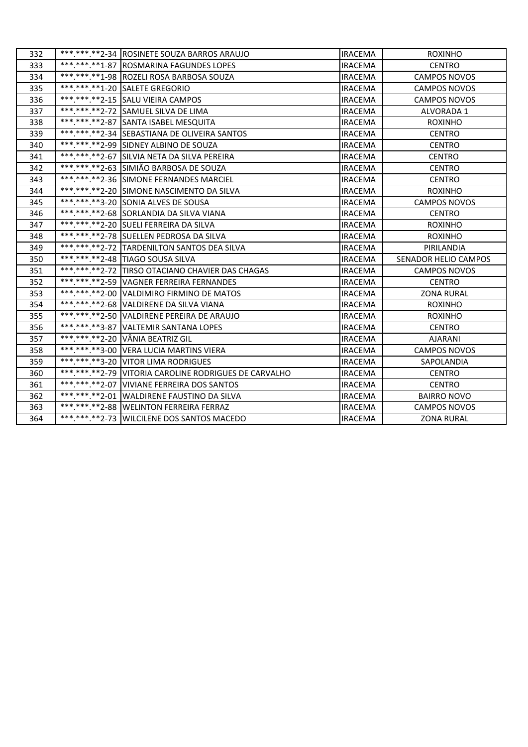| | | | | |
|---|---|---|---|---|
| 332 | ***.***.**2-34 | ROSINETE SOUZA BARROS ARAUJO | IRACEMA | ROXINHO |
| 333 | ***.***.**1-87 | ROSMARINA FAGUNDES LOPES | IRACEMA | CENTRO |
| 334 | ***.***.**1-98 | ROZELI ROSA BARBOSA SOUZA | IRACEMA | CAMPOS NOVOS |
| 335 | ***.***.**1-20 | SALETE GREGORIO | IRACEMA | CAMPOS NOVOS |
| 336 | ***.***.**2-15 | SALU VIEIRA CAMPOS | IRACEMA | CAMPOS NOVOS |
| 337 | ***.***.**2-72 | SAMUEL SILVA DE LIMA | IRACEMA | ALVORADA 1 |
| 338 | ***.***.**2-87 | SANTA ISABEL MESQUITA | IRACEMA | ROXINHO |
| 339 | ***.***.**2-34 | SEBASTIANA DE OLIVEIRA SANTOS | IRACEMA | CENTRO |
| 340 | ***.***.**2-99 | SIDNEY ALBINO DE SOUZA | IRACEMA | CENTRO |
| 341 | ***.***.**2-67 | SILVIA NETA DA SILVA PEREIRA | IRACEMA | CENTRO |
| 342 | ***.***.**2-63 | SIMIÃO BARBOSA DE SOUZA | IRACEMA | CENTRO |
| 343 | ***.***.**2-36 | SIMONE FERNANDES MARCIEL | IRACEMA | CENTRO |
| 344 | ***.***.**2-20 | SIMONE NASCIMENTO DA SILVA | IRACEMA | ROXINHO |
| 345 | ***.***.**3-20 | SONIA ALVES DE SOUSA | IRACEMA | CAMPOS NOVOS |
| 346 | ***.***.**2-68 | SORLANDIA DA SILVA VIANA | IRACEMA | CENTRO |
| 347 | ***.***.**2-20 | SUELI FERREIRA DA SILVA | IRACEMA | ROXINHO |
| 348 | ***.***.**2-78 | SUELLEN PEDROSA DA SILVA | IRACEMA | ROXINHO |
| 349 | ***.***.**2-72 | TARDENILTON SANTOS DEA SILVA | IRACEMA | PIRILANDIA |
| 350 | ***.***.**2-48 | TIAGO SOUSA SILVA | IRACEMA | SENADOR HELIO CAMPOS |
| 351 | ***.***.**2-72 | TIRSO OTACIANO CHAVIER DAS CHAGAS | IRACEMA | CAMPOS NOVOS |
| 352 | ***.***.**2-59 | VAGNER FERREIRA FERNANDES | IRACEMA | CENTRO |
| 353 | ***.***.**2-00 | VALDIMIRO FIRMINO DE MATOS | IRACEMA | ZONA RURAL |
| 354 | ***.***.**2-68 | VALDIRENE DA SILVA VIANA | IRACEMA | ROXINHO |
| 355 | ***.***.**2-50 | VALDIRENE PEREIRA DE ARAUJO | IRACEMA | ROXINHO |
| 356 | ***.***.**3-87 | VALTEMIR SANTANA LOPES | IRACEMA | CENTRO |
| 357 | ***.***.**2-20 | VÂNIA BEATRIZ GIL | IRACEMA | AJARANI |
| 358 | ***.***.**3-00 | VERA LUCIA MARTINS VIERA | IRACEMA | CAMPOS NOVOS |
| 359 | ***.***.**3-20 | VITOR LIMA RODRIGUES | IRACEMA | SAPOLANDIA |
| 360 | ***.***.**2-79 | VITORIA CAROLINE RODRIGUES DE CARVALHO | IRACEMA | CENTRO |
| 361 | ***.***.**2-07 | VIVIANE FERREIRA DOS SANTOS | IRACEMA | CENTRO |
| 362 | ***.***.**2-01 | WALDIRENE FAUSTINO DA SILVA | IRACEMA | BAIRRO NOVO |
| 363 | ***.***.**2-88 | WELINTON FERREIRA FERRAZ | IRACEMA | CAMPOS NOVOS |
| 364 | ***.***.**2-73 | WILCILENE DOS SANTOS MACEDO | IRACEMA | ZONA RURAL |